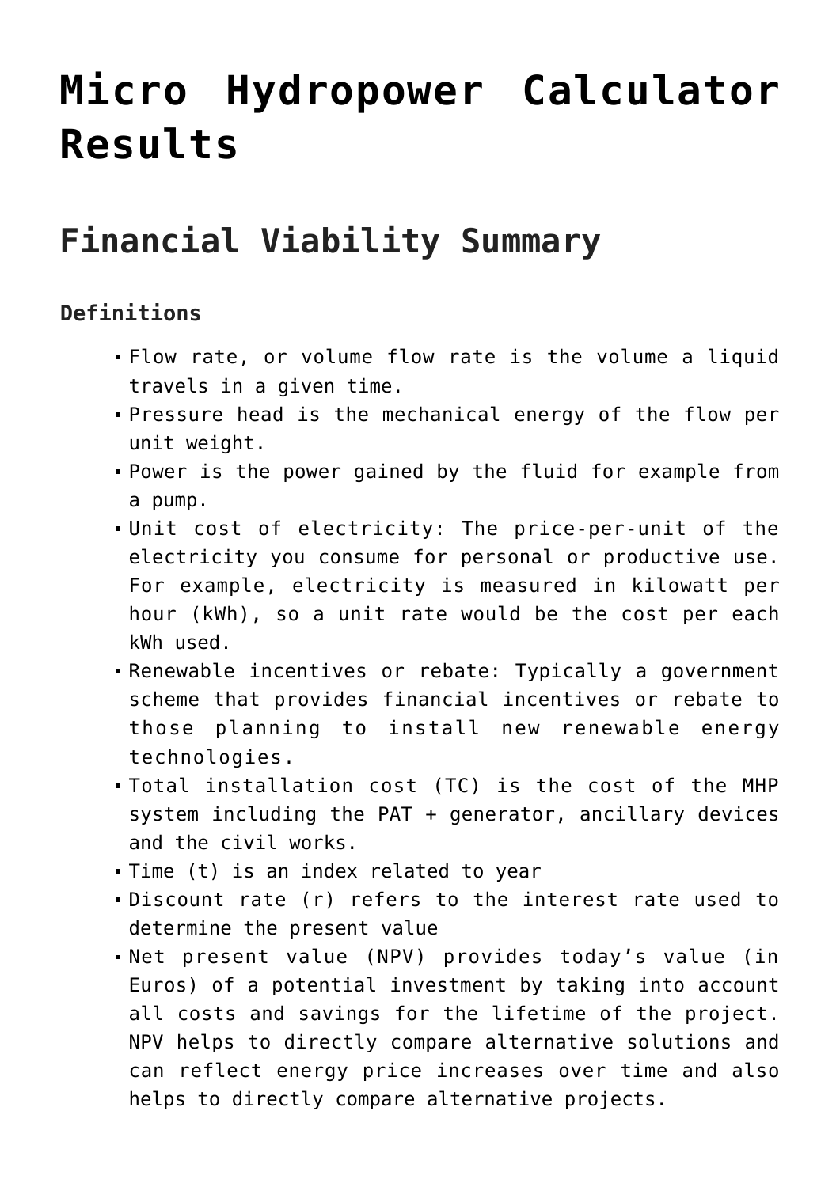# Micro Hydropower Calculator Results

## Financial Viability Summary

**Definitions**

- Flow rate, or volume flow rate is the volume a liquid travels in a given time.
- Pressure head is the mechanical energy of the flow per unit weight.
- Power is the power gained by the fluid for example from a pump.
- Unit cost of electricity: The price-per-unit of the electricity you consume for personal or productive use. For example, electricity is measured in kilowatt per hour (kWh), so a unit rate would be the cost per each kWh used.
- Renewable incentives or rebate: Typically a government scheme that provides financial incentives or rebate to those planning to install new renewable energy technologies.
- Total installation cost (TC) is the cost of the MHP system including the PAT + generator, ancillary devices and the civil works.
- Time (t) is an index related to year
- Discount rate (r) refers to the interest rate used to determine the present value
- Net present value (NPV) provides today's value (in Euros) of a potential investment by taking into account all costs and savings for the lifetime of the project. NPV helps to directly compare alternative solutions and can reflect energy price increases over time and also helps to directly compare alternative projects.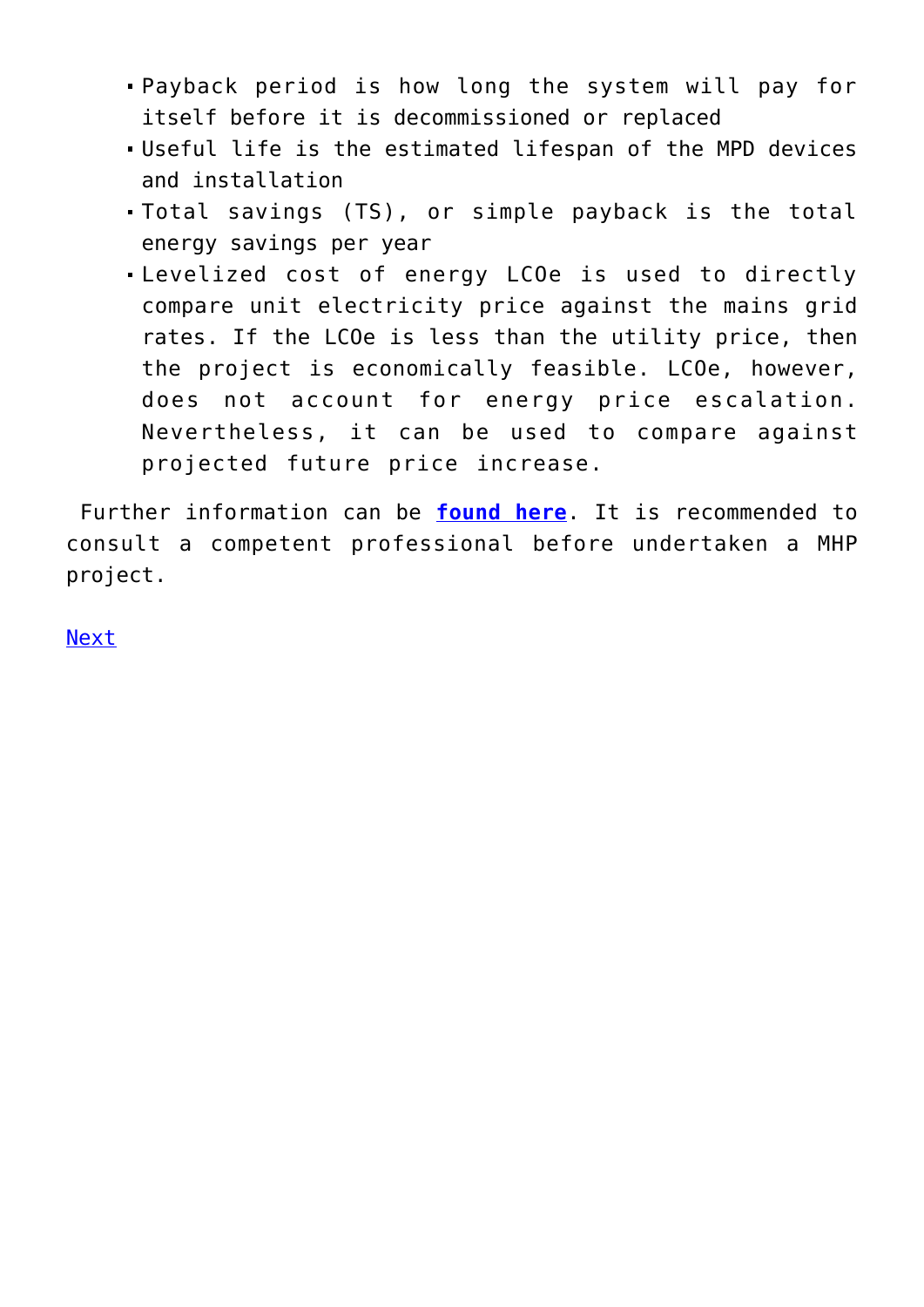- Payback period is how long the system will pay for itself before it is decommissioned or replaced
- Useful life is the estimated lifespan of the MPD devices and installation
- Total savings (TS), or simple payback is the total energy savings per year
- Levelized cost of energy LCOe is used to directly compare unit electricity price against the mains grid rates. If the LCOe is less than the utility price, then the project is economically feasible. LCOe, however, does not account for energy price escalation. Nevertheless, it can be used to compare against projected future price increase.

Further information can be **found here**. It is recommended to consult a competent professional before undertaken a MHP project.

Next